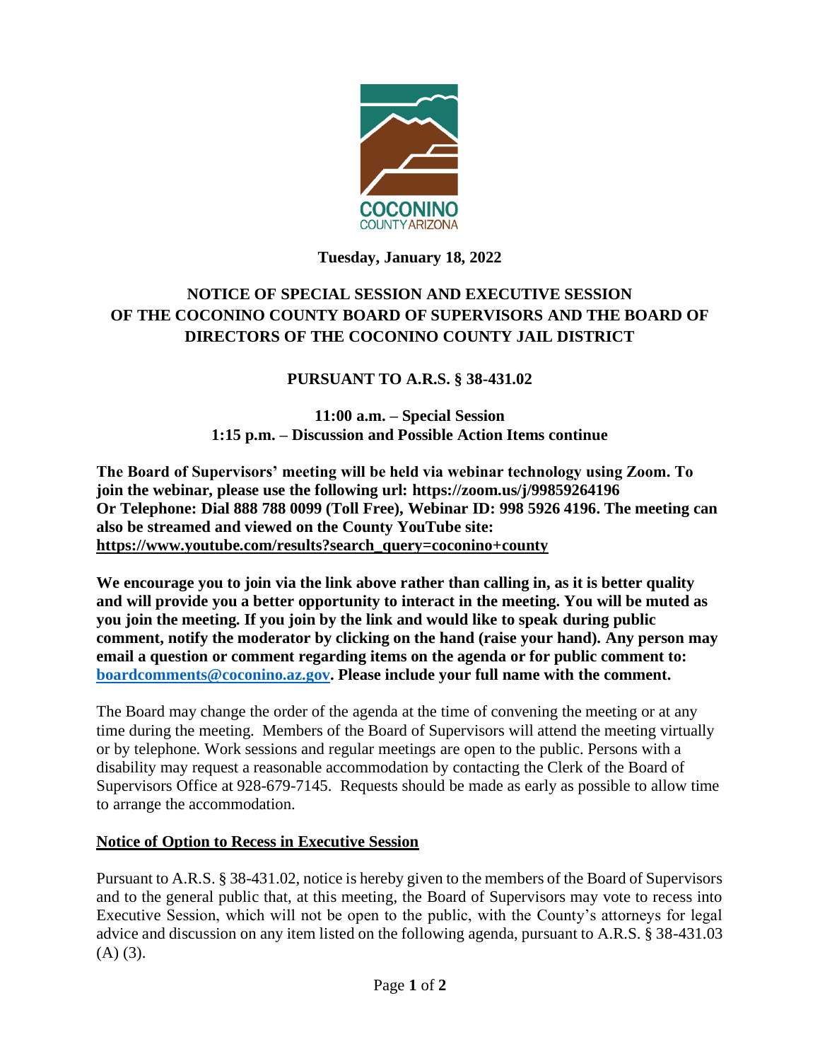COCONINO
COUNTY ARIZONA

**Tuesday, January 18, 2022**

# NOTICE OF SPECIAL SESSION AND EXECUTIVE SESSION OF THE COCONINO COUNTY BOARD OF SUPERVISORS AND THE BOARD OF DIRECTORS OF THE COCONINO COUNTY JAIL DISTRICT

## PURSUANT TO A.R.S. § 38-431.02

**11:00 a.m. – Special Session**
**1:15 p.m. – Discussion and Possible Action Items continue**

**The Board of Supervisors' meeting will be held via webinar technology using Zoom. To join the webinar, please use the following url: https://zoom.us/j/99859264196 Or Telephone: Dial 888 788 0099 (Toll Free), Webinar ID: 998 5926 4196. The meeting can also be streamed and viewed on the County YouTube site: https://www.youtube.com/results?search_query=coconino+county**

**We encourage you to join via the link above rather than calling in, as it is better quality and will provide you a better opportunity to interact in the meeting. You will be muted as you join the meeting. If you join by the link and would like to speak during public comment, notify the moderator by clicking on the hand (raise your hand). Any person may email a question or comment regarding items on the agenda or for public comment to: boardcomments@coconino.az.gov. Please include your full name with the comment.**

The Board may change the order of the agenda at the time of convening the meeting or at any time during the meeting. Members of the Board of Supervisors will attend the meeting virtually or by telephone. Work sessions and regular meetings are open to the public. Persons with a disability may request a reasonable accommodation by contacting the Clerk of the Board of Supervisors Office at 928-679-7145. Requests should be made as early as possible to allow time to arrange the accommodation.

### Notice of Option to Recess in Executive Session

Pursuant to A.R.S. § 38-431.02, notice is hereby given to the members of the Board of Supervisors and to the general public that, at this meeting, the Board of Supervisors may vote to recess into Executive Session, which will not be open to the public, with the County's attorneys for legal advice and discussion on any item listed on the following agenda, pursuant to A.R.S. § 38-431.03 (A) (3).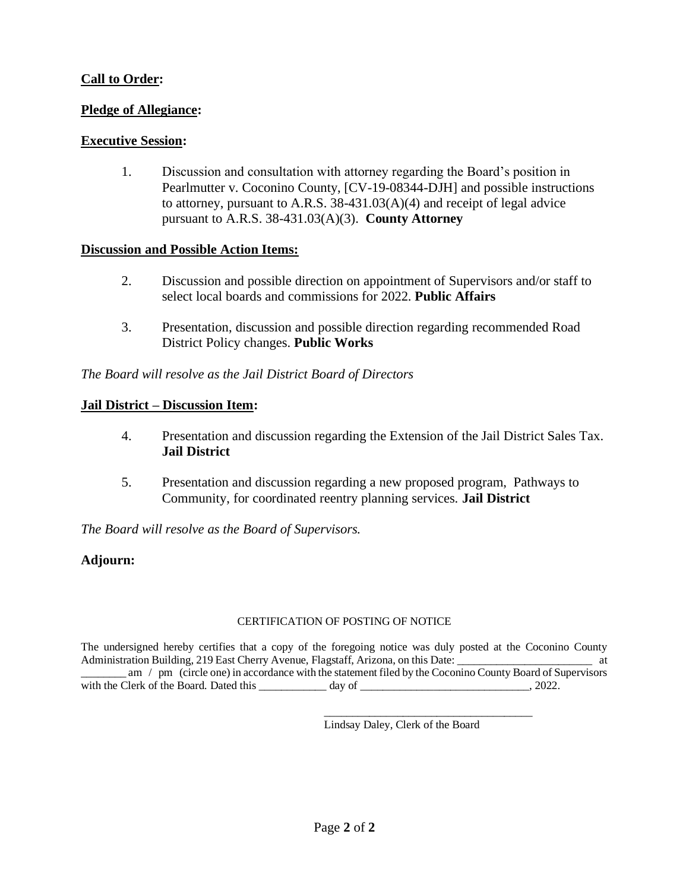**Call to Order:**

**Pledge of Allegiance:**

**Executive Session:**

1. Discussion and consultation with attorney regarding the Board's position in Pearlmutter v. Coconino County, [CV-19-08344-DJH] and possible instructions to attorney, pursuant to A.R.S. 38-431.03(A)(4) and receipt of legal advice pursuant to A.R.S. 38-431.03(A)(3). **County Attorney**

**Discussion and Possible Action Items:**

2. Discussion and possible direction on appointment of Supervisors and/or staff to select local boards and commissions for 2022. **Public Affairs**

3. Presentation, discussion and possible direction regarding recommended Road District Policy changes. **Public Works**

*The Board will resolve as the Jail District Board of Directors*

**Jail District – Discussion Item:**

4. Presentation and discussion regarding the Extension of the Jail District Sales Tax. **Jail District**

5. Presentation and discussion regarding a new proposed program, Pathways to Community, for coordinated reentry planning services. **Jail District**

*The Board will resolve as the Board of Supervisors.*

**Adjourn:**

CERTIFICATION OF POSTING OF NOTICE

The undersigned hereby certifies that a copy of the foregoing notice was duly posted at the Coconino County Administration Building, 219 East Cherry Avenue, Flagstaff, Arizona, on this Date: ________________________ at ________ am / pm (circle one) in accordance with the statement filed by the Coconino County Board of Supervisors with the Clerk of the Board. Dated this ____________ day of ______________________________, 2022.

_____________________________________
Lindsay Daley, Clerk of the Board